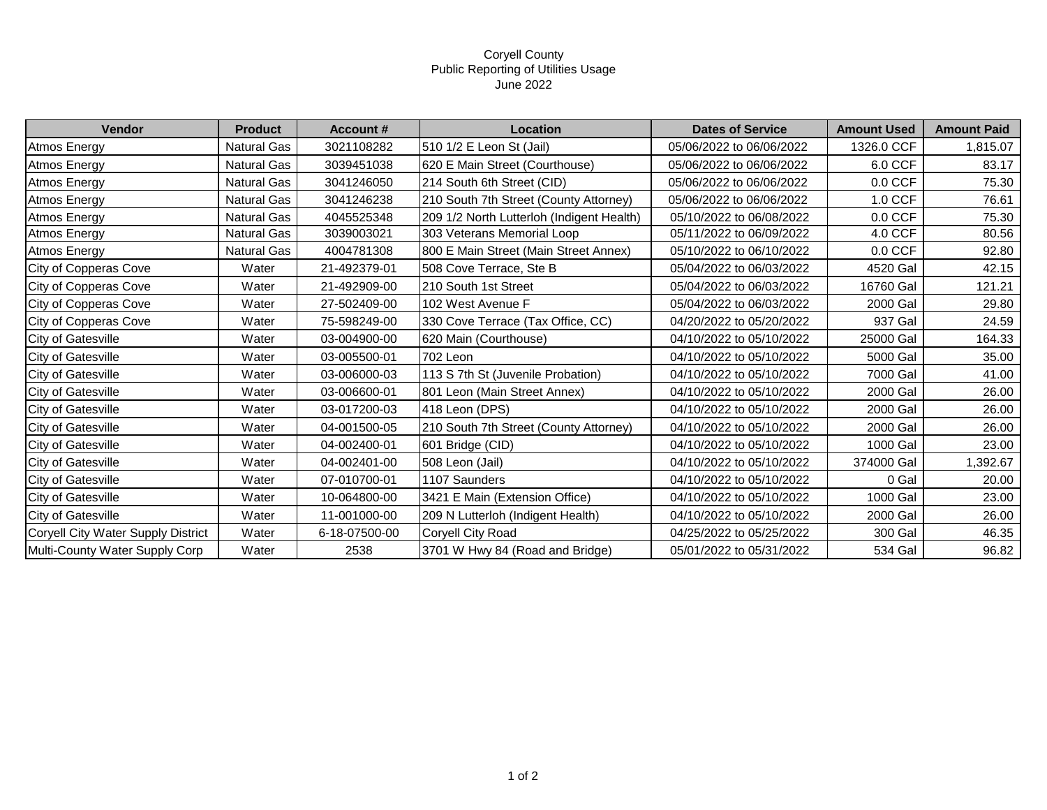# Coryell County
## Public Reporting of Utilities Usage
### June 2022

| Vendor | Product | Account # | Location | Dates of Service | Amount Used | Amount Paid |
|---|---|---|---|---|---|---|
| Atmos Energy | Natural Gas | 3021108282 | 510 1/2 E Leon St (Jail) | 05/06/2022 to 06/06/2022 | 1326.0 CCF | 1,815.07 |
| Atmos Energy | Natural Gas | 3039451038 | 620 E Main Street (Courthouse) | 05/06/2022 to 06/06/2022 | 6.0 CCF | 83.17 |
| Atmos Energy | Natural Gas | 3041246050 | 214 South 6th Street (CID) | 05/06/2022 to 06/06/2022 | 0.0 CCF | 75.30 |
| Atmos Energy | Natural Gas | 3041246238 | 210 South 7th Street (County Attorney) | 05/06/2022 to 06/06/2022 | 1.0 CCF | 76.61 |
| Atmos Energy | Natural Gas | 4045525348 | 209 1/2 North Lutterloh (Indigent Health) | 05/10/2022 to 06/08/2022 | 0.0 CCF | 75.30 |
| Atmos Energy | Natural Gas | 3039003021 | 303 Veterans Memorial Loop | 05/11/2022 to 06/09/2022 | 4.0 CCF | 80.56 |
| Atmos Energy | Natural Gas | 4004781308 | 800 E Main Street (Main Street Annex) | 05/10/2022 to 06/10/2022 | 0.0 CCF | 92.80 |
| City of Copperas Cove | Water | 21-492379-01 | 508 Cove Terrace, Ste B | 05/04/2022 to 06/03/2022 | 4520 Gal | 42.15 |
| City of Copperas Cove | Water | 21-492909-00 | 210 South 1st Street | 05/04/2022 to 06/03/2022 | 16760 Gal | 121.21 |
| City of Copperas Cove | Water | 27-502409-00 | 102 West Avenue F | 05/04/2022 to 06/03/2022 | 2000 Gal | 29.80 |
| City of Copperas Cove | Water | 75-598249-00 | 330 Cove Terrace (Tax Office, CC) | 04/20/2022 to 05/20/2022 | 937 Gal | 24.59 |
| City of Gatesville | Water | 03-004900-00 | 620 Main (Courthouse) | 04/10/2022 to 05/10/2022 | 25000 Gal | 164.33 |
| City of Gatesville | Water | 03-005500-01 | 702 Leon | 04/10/2022 to 05/10/2022 | 5000 Gal | 35.00 |
| City of Gatesville | Water | 03-006000-03 | 113 S 7th St (Juvenile Probation) | 04/10/2022 to 05/10/2022 | 7000 Gal | 41.00 |
| City of Gatesville | Water | 03-006600-01 | 801 Leon (Main Street Annex) | 04/10/2022 to 05/10/2022 | 2000 Gal | 26.00 |
| City of Gatesville | Water | 03-017200-03 | 418 Leon (DPS) | 04/10/2022 to 05/10/2022 | 2000 Gal | 26.00 |
| City of Gatesville | Water | 04-001500-05 | 210 South 7th Street (County Attorney) | 04/10/2022 to 05/10/2022 | 2000 Gal | 26.00 |
| City of Gatesville | Water | 04-002400-01 | 601 Bridge (CID) | 04/10/2022 to 05/10/2022 | 1000 Gal | 23.00 |
| City of Gatesville | Water | 04-002401-00 | 508 Leon (Jail) | 04/10/2022 to 05/10/2022 | 374000 Gal | 1,392.67 |
| City of Gatesville | Water | 07-010700-01 | 1107 Saunders | 04/10/2022 to 05/10/2022 | 0 Gal | 20.00 |
| City of Gatesville | Water | 10-064800-00 | 3421 E Main (Extension Office) | 04/10/2022 to 05/10/2022 | 1000 Gal | 23.00 |
| City of Gatesville | Water | 11-001000-00 | 209 N Lutterloh (Indigent Health) | 04/10/2022 to 05/10/2022 | 2000 Gal | 26.00 |
| Coryell City Water Supply District | Water | 6-18-07500-00 | Coryell City Road | 04/25/2022 to 05/25/2022 | 300 Gal | 46.35 |
| Multi-County Water Supply Corp | Water | 2538 | 3701 W Hwy 84 (Road and Bridge) | 05/01/2022 to 05/31/2022 | 534 Gal | 96.82 |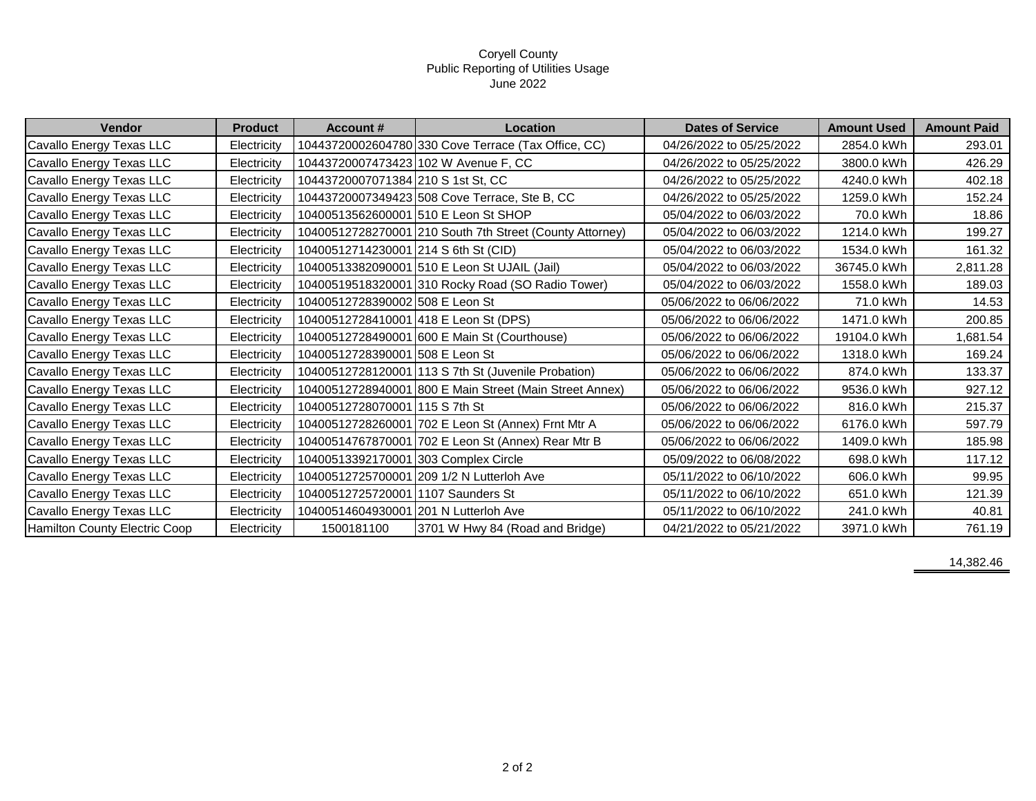Coryell County
Public Reporting of Utilities Usage
June 2022

| Vendor | Product | Account # | Location | Dates of Service | Amount Used | Amount Paid |
|---|---|---|---|---|---|---|
| Cavallo Energy Texas LLC | Electricity | 10443720002604780 | 330 Cove Terrace (Tax Office, CC) | 04/26/2022 to 05/25/2022 | 2854.0 kWh | 293.01 |
| Cavallo Energy Texas LLC | Electricity | 10443720007473423 | 102 W Avenue F, CC | 04/26/2022 to 05/25/2022 | 3800.0 kWh | 426.29 |
| Cavallo Energy Texas LLC | Electricity | 10443720007071384 | 210 S 1st St, CC | 04/26/2022 to 05/25/2022 | 4240.0 kWh | 402.18 |
| Cavallo Energy Texas LLC | Electricity | 10443720007349423 | 508 Cove Terrace, Ste B, CC | 04/26/2022 to 05/25/2022 | 1259.0 kWh | 152.24 |
| Cavallo Energy Texas LLC | Electricity | 10400513562600001 | 510 E Leon St SHOP | 05/04/2022 to 06/03/2022 | 70.0 kWh | 18.86 |
| Cavallo Energy Texas LLC | Electricity | 10400512728270001 | 210 South 7th Street (County Attorney) | 05/04/2022 to 06/03/2022 | 1214.0 kWh | 199.27 |
| Cavallo Energy Texas LLC | Electricity | 10400512714230001 | 214 S 6th St (CID) | 05/04/2022 to 06/03/2022 | 1534.0 kWh | 161.32 |
| Cavallo Energy Texas LLC | Electricity | 10400513382090001 | 510 E Leon St UJAIL (Jail) | 05/04/2022 to 06/03/2022 | 36745.0 kWh | 2,811.28 |
| Cavallo Energy Texas LLC | Electricity | 10400519518320001 | 310 Rocky Road (SO Radio Tower) | 05/04/2022 to 06/03/2022 | 1558.0 kWh | 189.03 |
| Cavallo Energy Texas LLC | Electricity | 10400512728390002 | 508 E Leon St | 05/06/2022 to 06/06/2022 | 71.0 kWh | 14.53 |
| Cavallo Energy Texas LLC | Electricity | 10400512728410001 | 418 E Leon St (DPS) | 05/06/2022 to 06/06/2022 | 1471.0 kWh | 200.85 |
| Cavallo Energy Texas LLC | Electricity | 10400512728490001 | 600 E Main St (Courthouse) | 05/06/2022 to 06/06/2022 | 19104.0 kWh | 1,681.54 |
| Cavallo Energy Texas LLC | Electricity | 10400512728390001 | 508 E Leon St | 05/06/2022 to 06/06/2022 | 1318.0 kWh | 169.24 |
| Cavallo Energy Texas LLC | Electricity | 10400512728120001 | 113 S 7th St (Juvenile Probation) | 05/06/2022 to 06/06/2022 | 874.0 kWh | 133.37 |
| Cavallo Energy Texas LLC | Electricity | 10400512728940001 | 800 E Main Street (Main Street Annex) | 05/06/2022 to 06/06/2022 | 9536.0 kWh | 927.12 |
| Cavallo Energy Texas LLC | Electricity | 10400512728070001 | 115 S 7th St | 05/06/2022 to 06/06/2022 | 816.0 kWh | 215.37 |
| Cavallo Energy Texas LLC | Electricity | 10400512728260001 | 702 E Leon St (Annex) Frnt Mtr A | 05/06/2022 to 06/06/2022 | 6176.0 kWh | 597.79 |
| Cavallo Energy Texas LLC | Electricity | 10400514767870001 | 702 E Leon St (Annex) Rear Mtr B | 05/06/2022 to 06/06/2022 | 1409.0 kWh | 185.98 |
| Cavallo Energy Texas LLC | Electricity | 10400513392170001 | 303 Complex Circle | 05/09/2022 to 06/08/2022 | 698.0 kWh | 117.12 |
| Cavallo Energy Texas LLC | Electricity | 10400512725700001 | 209 1/2 N Lutterloh Ave | 05/11/2022 to 06/10/2022 | 606.0 kWh | 99.95 |
| Cavallo Energy Texas LLC | Electricity | 10400512725720001 | 1107 Saunders St | 05/11/2022 to 06/10/2022 | 651.0 kWh | 121.39 |
| Cavallo Energy Texas LLC | Electricity | 10400514604930001 | 201 N Lutterloh Ave | 05/11/2022 to 06/10/2022 | 241.0 kWh | 40.81 |
| Hamilton County Electric Coop | Electricity | 1500181100 | 3701 W Hwy 84 (Road and Bridge) | 04/21/2022 to 05/21/2022 | 3971.0 kWh | 761.19 |
| | | | | | | 14,382.46 |